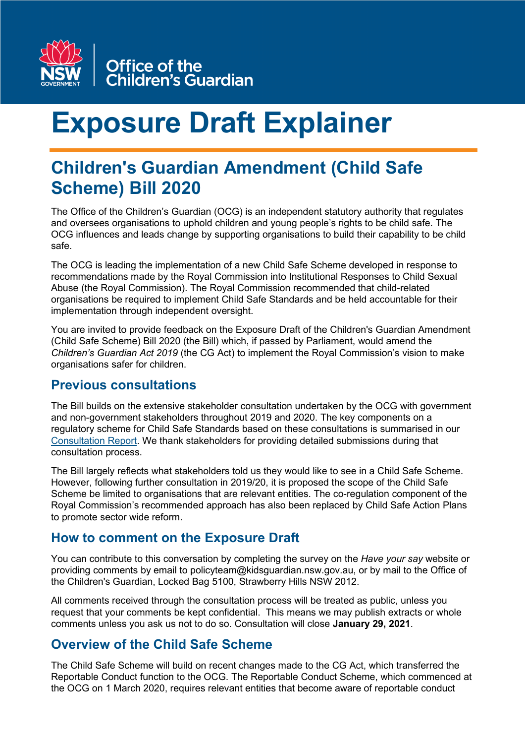Office of the Children's Guardian

# Exposure Draft Explainer

## Children's Guardian Amendment (Child Safe Scheme) Bill 2020

The Office of the Children's Guardian (OCG) is an independent statutory authority that regulates and oversees organisations to uphold children and young people's rights to be child safe. The OCG influences and leads change by supporting organisations to build their capability to be child safe.

The OCG is leading the implementation of a new Child Safe Scheme developed in response to recommendations made by the Royal Commission into Institutional Responses to Child Sexual Abuse (the Royal Commission). The Royal Commission recommended that child-related organisations be required to implement Child Safe Standards and be held accountable for their implementation through independent oversight.

You are invited to provide feedback on the Exposure Draft of the Children's Guardian Amendment (Child Safe Scheme) Bill 2020 (the Bill) which, if passed by Parliament, would amend the *Children's Guardian Act 2019* (the CG Act) to implement the Royal Commission's vision to make organisations safer for children.

### Previous consultations

The Bill builds on the extensive stakeholder consultation undertaken by the OCG with government and non-government stakeholders throughout 2019 and 2020. The key components on a regulatory scheme for Child Safe Standards based on these consultations is summarised in our Consultation Report. We thank stakeholders for providing detailed submissions during that consultation process.

The Bill largely reflects what stakeholders told us they would like to see in a Child Safe Scheme. However, following further consultation in 2019/20, it is proposed the scope of the Child Safe Scheme be limited to organisations that are relevant entities. The co-regulation component of the Royal Commission's recommended approach has also been replaced by Child Safe Action Plans to promote sector wide reform.

### How to comment on the Exposure Draft

You can contribute to this conversation by completing the survey on the *Have your say* website or providing comments by email to policyteam@kidsguardian.nsw.gov.au, or by mail to the Office of the Children's Guardian, Locked Bag 5100, Strawberry Hills NSW 2012.

All comments received through the consultation process will be treated as public, unless you request that your comments be kept confidential. This means we may publish extracts or whole comments unless you ask us not to do so. Consultation will close **January 29, 2021**.

### Overview of the Child Safe Scheme

The Child Safe Scheme will build on recent changes made to the CG Act, which transferred the Reportable Conduct function to the OCG. The Reportable Conduct Scheme, which commenced at the OCG on 1 March 2020, requires relevant entities that become aware of reportable conduct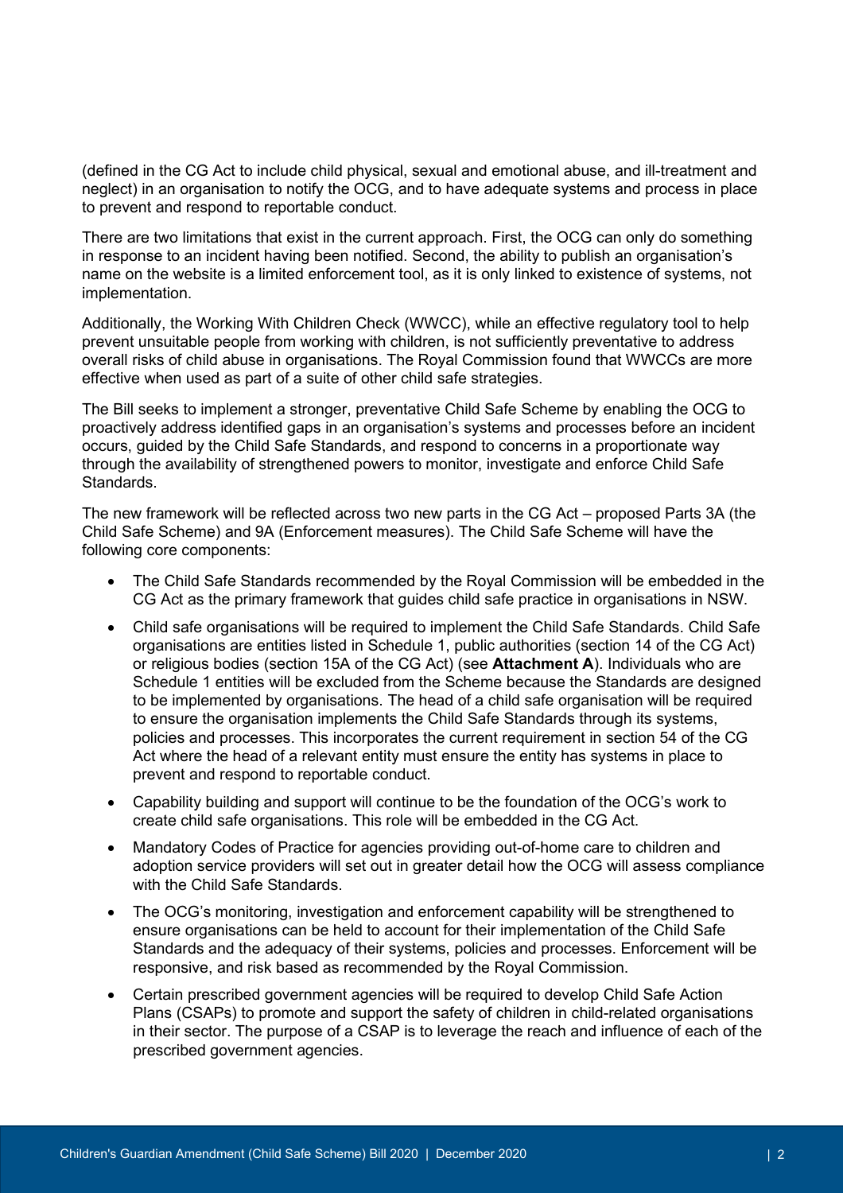(defined in the CG Act to include child physical, sexual and emotional abuse, and ill-treatment and neglect) in an organisation to notify the OCG, and to have adequate systems and process in place to prevent and respond to reportable conduct.

There are two limitations that exist in the current approach. First, the OCG can only do something in response to an incident having been notified. Second, the ability to publish an organisation's name on the website is a limited enforcement tool, as it is only linked to existence of systems, not implementation.

Additionally, the Working With Children Check (WWCC), while an effective regulatory tool to help prevent unsuitable people from working with children, is not sufficiently preventative to address overall risks of child abuse in organisations. The Royal Commission found that WWCCs are more effective when used as part of a suite of other child safe strategies.

The Bill seeks to implement a stronger, preventative Child Safe Scheme by enabling the OCG to proactively address identified gaps in an organisation's systems and processes before an incident occurs, guided by the Child Safe Standards, and respond to concerns in a proportionate way through the availability of strengthened powers to monitor, investigate and enforce Child Safe Standards.

The new framework will be reflected across two new parts in the CG Act – proposed Parts 3A (the Child Safe Scheme) and 9A (Enforcement measures). The Child Safe Scheme will have the following core components:

- The Child Safe Standards recommended by the Royal Commission will be embedded in the CG Act as the primary framework that guides child safe practice in organisations in NSW.
- Child safe organisations will be required to implement the Child Safe Standards. Child Safe organisations are entities listed in Schedule 1, public authorities (section 14 of the CG Act) or religious bodies (section 15A of the CG Act) (see **Attachment A**). Individuals who are Schedule 1 entities will be excluded from the Scheme because the Standards are designed to be implemented by organisations. The head of a child safe organisation will be required to ensure the organisation implements the Child Safe Standards through its systems, policies and processes. This incorporates the current requirement in section 54 of the CG Act where the head of a relevant entity must ensure the entity has systems in place to prevent and respond to reportable conduct.
- Capability building and support will continue to be the foundation of the OCG's work to create child safe organisations. This role will be embedded in the CG Act.
- Mandatory Codes of Practice for agencies providing out-of-home care to children and adoption service providers will set out in greater detail how the OCG will assess compliance with the Child Safe Standards.
- The OCG's monitoring, investigation and enforcement capability will be strengthened to ensure organisations can be held to account for their implementation of the Child Safe Standards and the adequacy of their systems, policies and processes. Enforcement will be responsive, and risk based as recommended by the Royal Commission.
- Certain prescribed government agencies will be required to develop Child Safe Action Plans (CSAPs) to promote and support the safety of children in child-related organisations in their sector. The purpose of a CSAP is to leverage the reach and influence of each of the prescribed government agencies.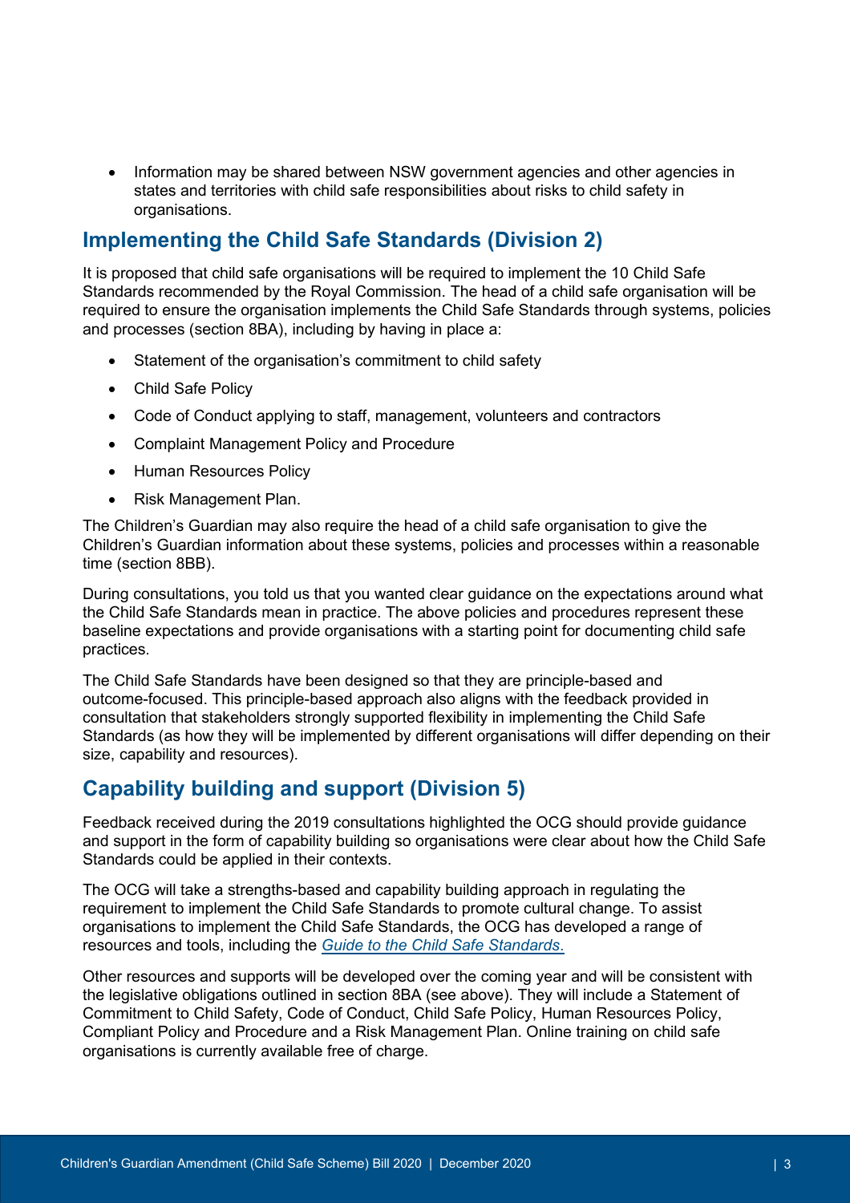- Information may be shared between NSW government agencies and other agencies in states and territories with child safe responsibilities about risks to child safety in organisations.

## Implementing the Child Safe Standards (Division 2)

It is proposed that child safe organisations will be required to implement the 10 Child Safe Standards recommended by the Royal Commission. The head of a child safe organisation will be required to ensure the organisation implements the Child Safe Standards through systems, policies and processes (section 8BA), including by having in place a:

- Statement of the organisation's commitment to child safety
- Child Safe Policy
- Code of Conduct applying to staff, management, volunteers and contractors
- Complaint Management Policy and Procedure
- Human Resources Policy
- Risk Management Plan.

The Children's Guardian may also require the head of a child safe organisation to give the Children's Guardian information about these systems, policies and processes within a reasonable time (section 8BB).

During consultations, you told us that you wanted clear guidance on the expectations around what the Child Safe Standards mean in practice. The above policies and procedures represent these baseline expectations and provide organisations with a starting point for documenting child safe practices.

The Child Safe Standards have been designed so that they are principle-based and outcome-focused. This principle-based approach also aligns with the feedback provided in consultation that stakeholders strongly supported flexibility in implementing the Child Safe Standards (as how they will be implemented by different organisations will differ depending on their size, capability and resources).

## Capability building and support (Division 5)

Feedback received during the 2019 consultations highlighted the OCG should provide guidance and support in the form of capability building so organisations were clear about how the Child Safe Standards could be applied in their contexts.

The OCG will take a strengths-based and capability building approach in regulating the requirement to implement the Child Safe Standards to promote cultural change. To assist organisations to implement the Child Safe Standards, the OCG has developed a range of resources and tools, including the *Guide to the Child Safe Standards*.

Other resources and supports will be developed over the coming year and will be consistent with the legislative obligations outlined in section 8BA (see above). They will include a Statement of Commitment to Child Safety, Code of Conduct, Child Safe Policy, Human Resources Policy, Compliant Policy and Procedure and a Risk Management Plan. Online training on child safe organisations is currently available free of charge.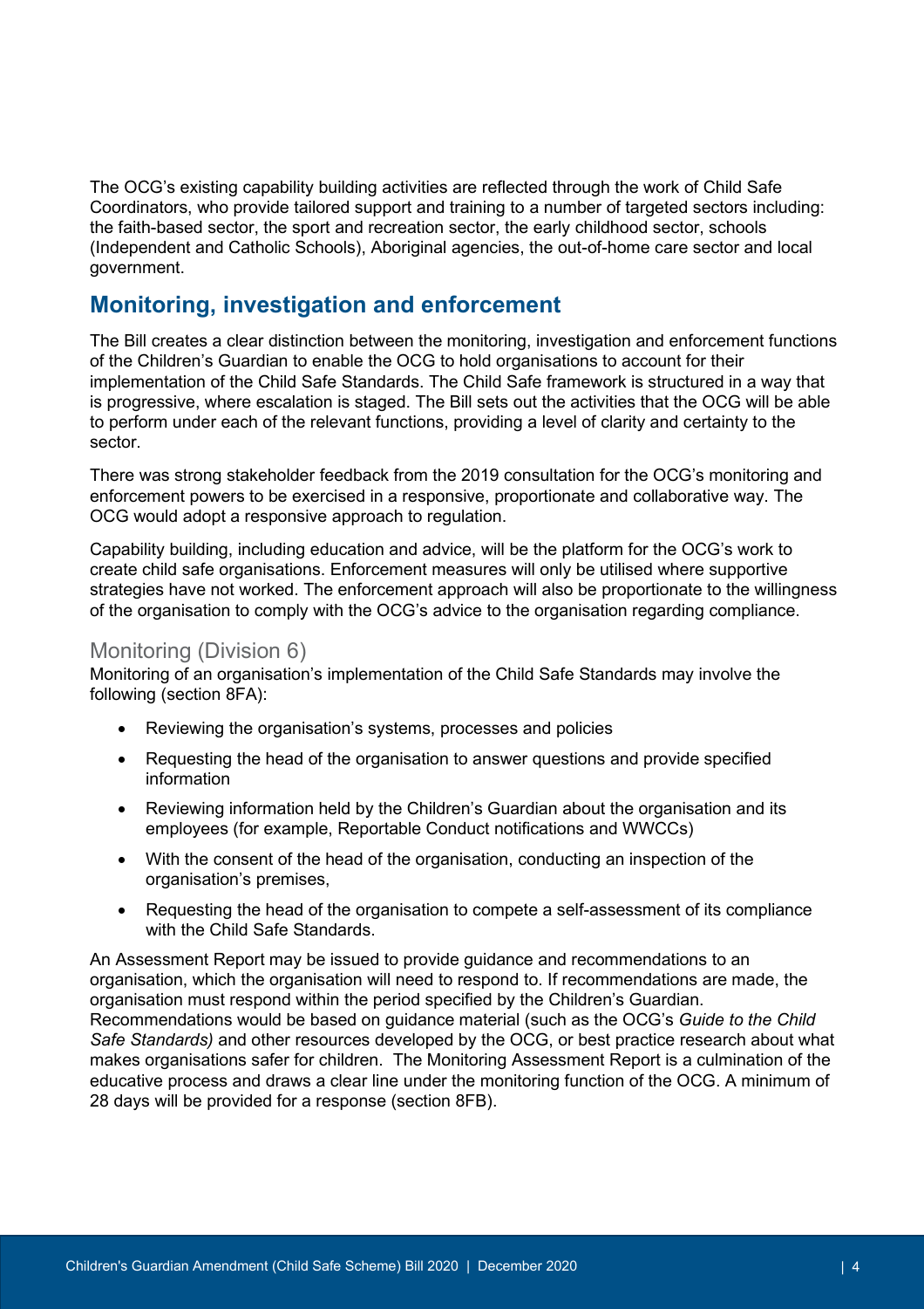The OCG's existing capability building activities are reflected through the work of Child Safe Coordinators, who provide tailored support and training to a number of targeted sectors including: the faith-based sector, the sport and recreation sector, the early childhood sector, schools (Independent and Catholic Schools), Aboriginal agencies, the out-of-home care sector and local government.

## Monitoring, investigation and enforcement

The Bill creates a clear distinction between the monitoring, investigation and enforcement functions of the Children's Guardian to enable the OCG to hold organisations to account for their implementation of the Child Safe Standards. The Child Safe framework is structured in a way that is progressive, where escalation is staged. The Bill sets out the activities that the OCG will be able to perform under each of the relevant functions, providing a level of clarity and certainty to the sector.

There was strong stakeholder feedback from the 2019 consultation for the OCG's monitoring and enforcement powers to be exercised in a responsive, proportionate and collaborative way. The OCG would adopt a responsive approach to regulation.

Capability building, including education and advice, will be the platform for the OCG's work to create child safe organisations. Enforcement measures will only be utilised where supportive strategies have not worked. The enforcement approach will also be proportionate to the willingness of the organisation to comply with the OCG's advice to the organisation regarding compliance.

### Monitoring (Division 6)

Monitoring of an organisation's implementation of the Child Safe Standards may involve the following (section 8FA):

- Reviewing the organisation's systems, processes and policies
- Requesting the head of the organisation to answer questions and provide specified information
- Reviewing information held by the Children's Guardian about the organisation and its employees (for example, Reportable Conduct notifications and WWCCs)
- With the consent of the head of the organisation, conducting an inspection of the organisation's premises,
- Requesting the head of the organisation to compete a self-assessment of its compliance with the Child Safe Standards.

An Assessment Report may be issued to provide guidance and recommendations to an organisation, which the organisation will need to respond to. If recommendations are made, the organisation must respond within the period specified by the Children's Guardian. Recommendations would be based on guidance material (such as the OCG's *Guide to the Child Safe Standards)* and other resources developed by the OCG, or best practice research about what makes organisations safer for children. The Monitoring Assessment Report is a culmination of the educative process and draws a clear line under the monitoring function of the OCG. A minimum of 28 days will be provided for a response (section 8FB).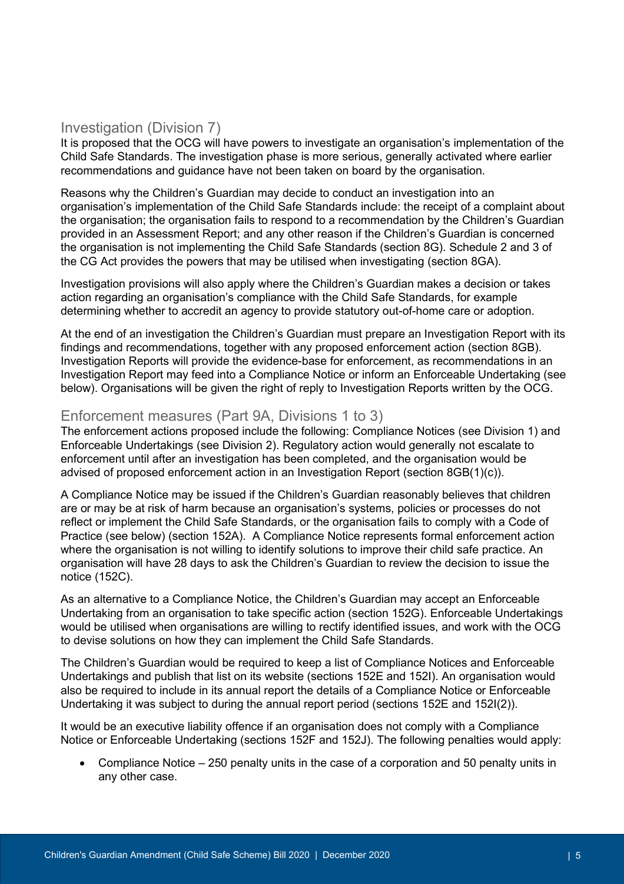## Investigation (Division 7)

It is proposed that the OCG will have powers to investigate an organisation's implementation of the Child Safe Standards. The investigation phase is more serious, generally activated where earlier recommendations and guidance have not been taken on board by the organisation.

Reasons why the Children's Guardian may decide to conduct an investigation into an organisation's implementation of the Child Safe Standards include: the receipt of a complaint about the organisation; the organisation fails to respond to a recommendation by the Children's Guardian provided in an Assessment Report; and any other reason if the Children's Guardian is concerned the organisation is not implementing the Child Safe Standards (section 8G). Schedule 2 and 3 of the CG Act provides the powers that may be utilised when investigating (section 8GA).

Investigation provisions will also apply where the Children's Guardian makes a decision or takes action regarding an organisation's compliance with the Child Safe Standards, for example determining whether to accredit an agency to provide statutory out-of-home care or adoption.

At the end of an investigation the Children's Guardian must prepare an Investigation Report with its findings and recommendations, together with any proposed enforcement action (section 8GB). Investigation Reports will provide the evidence-base for enforcement, as recommendations in an Investigation Report may feed into a Compliance Notice or inform an Enforceable Undertaking (see below). Organisations will be given the right of reply to Investigation Reports written by the OCG.

## Enforcement measures (Part 9A, Divisions 1 to 3)

The enforcement actions proposed include the following: Compliance Notices (see Division 1) and Enforceable Undertakings (see Division 2). Regulatory action would generally not escalate to enforcement until after an investigation has been completed, and the organisation would be advised of proposed enforcement action in an Investigation Report (section 8GB(1)(c)).

A Compliance Notice may be issued if the Children's Guardian reasonably believes that children are or may be at risk of harm because an organisation's systems, policies or processes do not reflect or implement the Child Safe Standards, or the organisation fails to comply with a Code of Practice (see below) (section 152A). A Compliance Notice represents formal enforcement action where the organisation is not willing to identify solutions to improve their child safe practice. An organisation will have 28 days to ask the Children's Guardian to review the decision to issue the notice (152C).

As an alternative to a Compliance Notice, the Children's Guardian may accept an Enforceable Undertaking from an organisation to take specific action (section 152G). Enforceable Undertakings would be utilised when organisations are willing to rectify identified issues, and work with the OCG to devise solutions on how they can implement the Child Safe Standards.

The Children's Guardian would be required to keep a list of Compliance Notices and Enforceable Undertakings and publish that list on its website (sections 152E and 152I). An organisation would also be required to include in its annual report the details of a Compliance Notice or Enforceable Undertaking it was subject to during the annual report period (sections 152E and 152I(2)).

It would be an executive liability offence if an organisation does not comply with a Compliance Notice or Enforceable Undertaking (sections 152F and 152J). The following penalties would apply:

- Compliance Notice – 250 penalty units in the case of a corporation and 50 penalty units in any other case.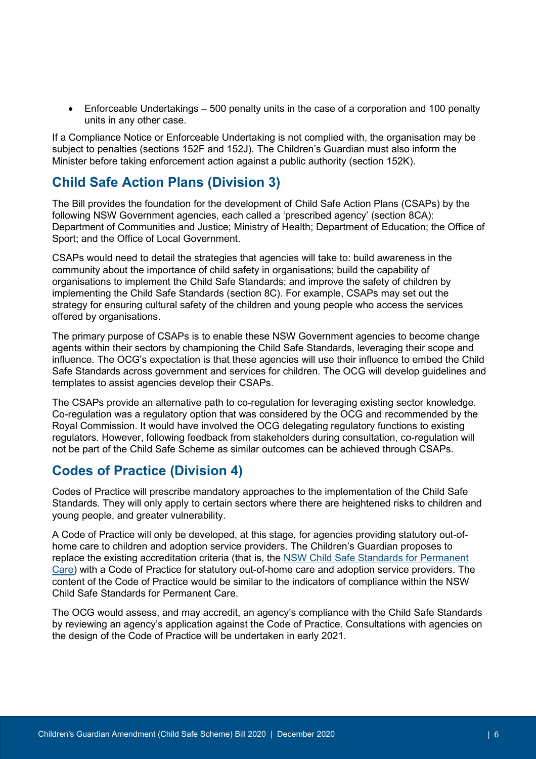- Enforceable Undertakings – 500 penalty units in the case of a corporation and 100 penalty units in any other case.

If a Compliance Notice or Enforceable Undertaking is not complied with, the organisation may be subject to penalties (sections 152F and 152J). The Children's Guardian must also inform the Minister before taking enforcement action against a public authority (section 152K).

## Child Safe Action Plans (Division 3)

The Bill provides the foundation for the development of Child Safe Action Plans (CSAPs) by the following NSW Government agencies, each called a 'prescribed agency' (section 8CA): Department of Communities and Justice; Ministry of Health; Department of Education; the Office of Sport; and the Office of Local Government.

CSAPs would need to detail the strategies that agencies will take to: build awareness in the community about the importance of child safety in organisations; build the capability of organisations to implement the Child Safe Standards; and improve the safety of children by implementing the Child Safe Standards (section 8C). For example, CSAPs may set out the strategy for ensuring cultural safety of the children and young people who access the services offered by organisations.

The primary purpose of CSAPs is to enable these NSW Government agencies to become change agents within their sectors by championing the Child Safe Standards, leveraging their scope and influence. The OCG's expectation is that these agencies will use their influence to embed the Child Safe Standards across government and services for children. The OCG will develop guidelines and templates to assist agencies develop their CSAPs.

The CSAPs provide an alternative path to co-regulation for leveraging existing sector knowledge. Co-regulation was a regulatory option that was considered by the OCG and recommended by the Royal Commission. It would have involved the OCG delegating regulatory functions to existing regulators. However, following feedback from stakeholders during consultation, co-regulation will not be part of the Child Safe Scheme as similar outcomes can be achieved through CSAPs.

## Codes of Practice (Division 4)

Codes of Practice will prescribe mandatory approaches to the implementation of the Child Safe Standards. They will only apply to certain sectors where there are heightened risks to children and young people, and greater vulnerability.

A Code of Practice will only be developed, at this stage, for agencies providing statutory out-of-home care to children and adoption service providers. The Children's Guardian proposes to replace the existing accreditation criteria (that is, the NSW Child Safe Standards for Permanent Care) with a Code of Practice for statutory out-of-home care and adoption service providers. The content of the Code of Practice would be similar to the indicators of compliance within the NSW Child Safe Standards for Permanent Care.

The OCG would assess, and may accredit, an agency's compliance with the Child Safe Standards by reviewing an agency's application against the Code of Practice. Consultations with agencies on the design of the Code of Practice will be undertaken in early 2021.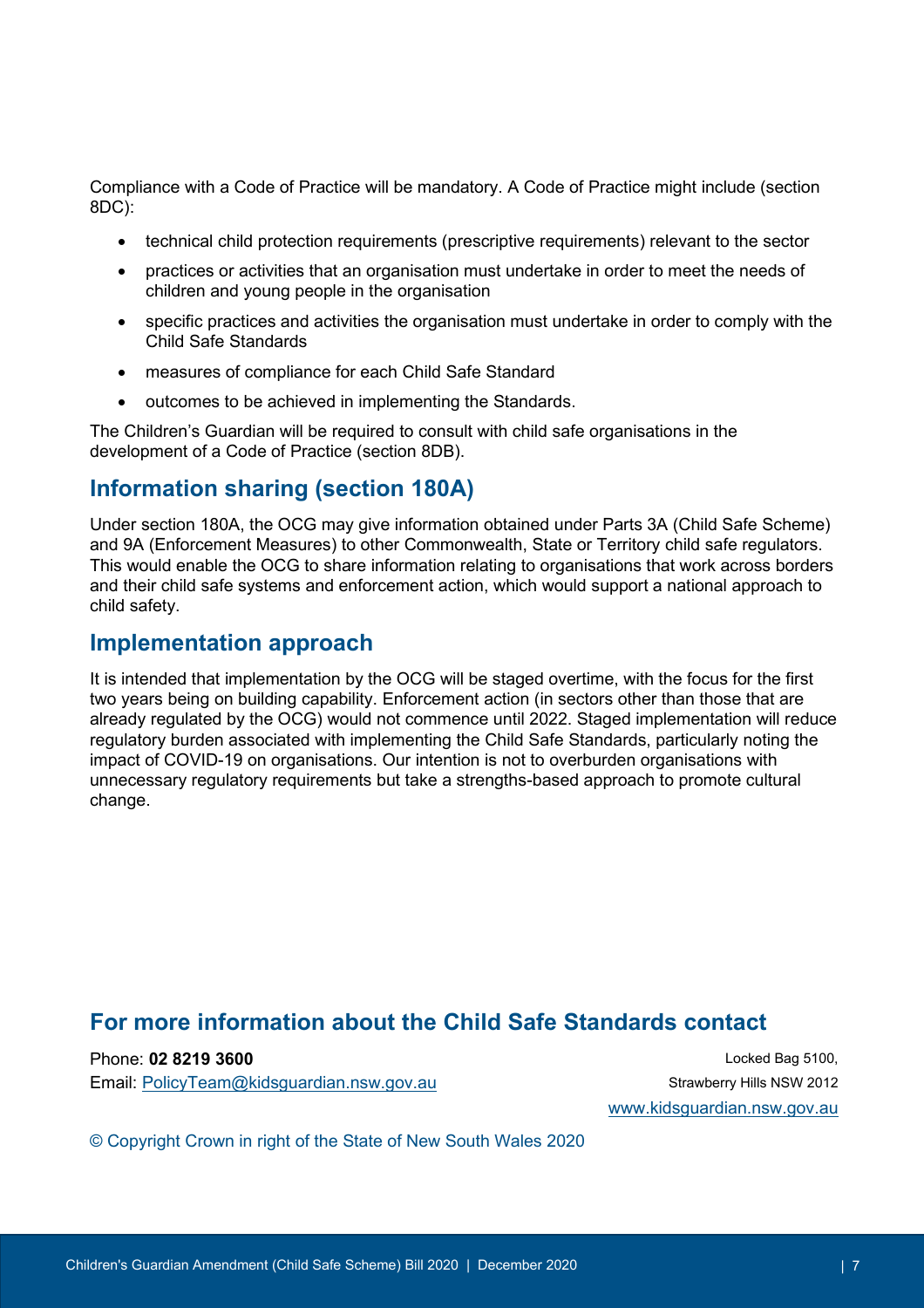Compliance with a Code of Practice will be mandatory. A Code of Practice might include (section 8DC):

- technical child protection requirements (prescriptive requirements) relevant to the sector
- practices or activities that an organisation must undertake in order to meet the needs of children and young people in the organisation
- specific practices and activities the organisation must undertake in order to comply with the Child Safe Standards
- measures of compliance for each Child Safe Standard
- outcomes to be achieved in implementing the Standards.

The Children's Guardian will be required to consult with child safe organisations in the development of a Code of Practice (section 8DB).

## Information sharing (section 180A)

Under section 180A, the OCG may give information obtained under Parts 3A (Child Safe Scheme) and 9A (Enforcement Measures) to other Commonwealth, State or Territory child safe regulators. This would enable the OCG to share information relating to organisations that work across borders and their child safe systems and enforcement action, which would support a national approach to child safety.

## Implementation approach

It is intended that implementation by the OCG will be staged overtime, with the focus for the first two years being on building capability. Enforcement action (in sectors other than those that are already regulated by the OCG) would not commence until 2022. Staged implementation will reduce regulatory burden associated with implementing the Child Safe Standards, particularly noting the impact of COVID-19 on organisations. Our intention is not to overburden organisations with unnecessary regulatory requirements but take a strengths-based approach to promote cultural change.

## For more information about the Child Safe Standards contact

Phone: **02 8219 3600**

Email: PolicyTeam@kidsguardian.nsw.gov.au

Locked Bag 5100,
Strawberry Hills NSW 2012

www.kidsguardian.nsw.gov.au

© Copyright Crown in right of the State of New South Wales 2020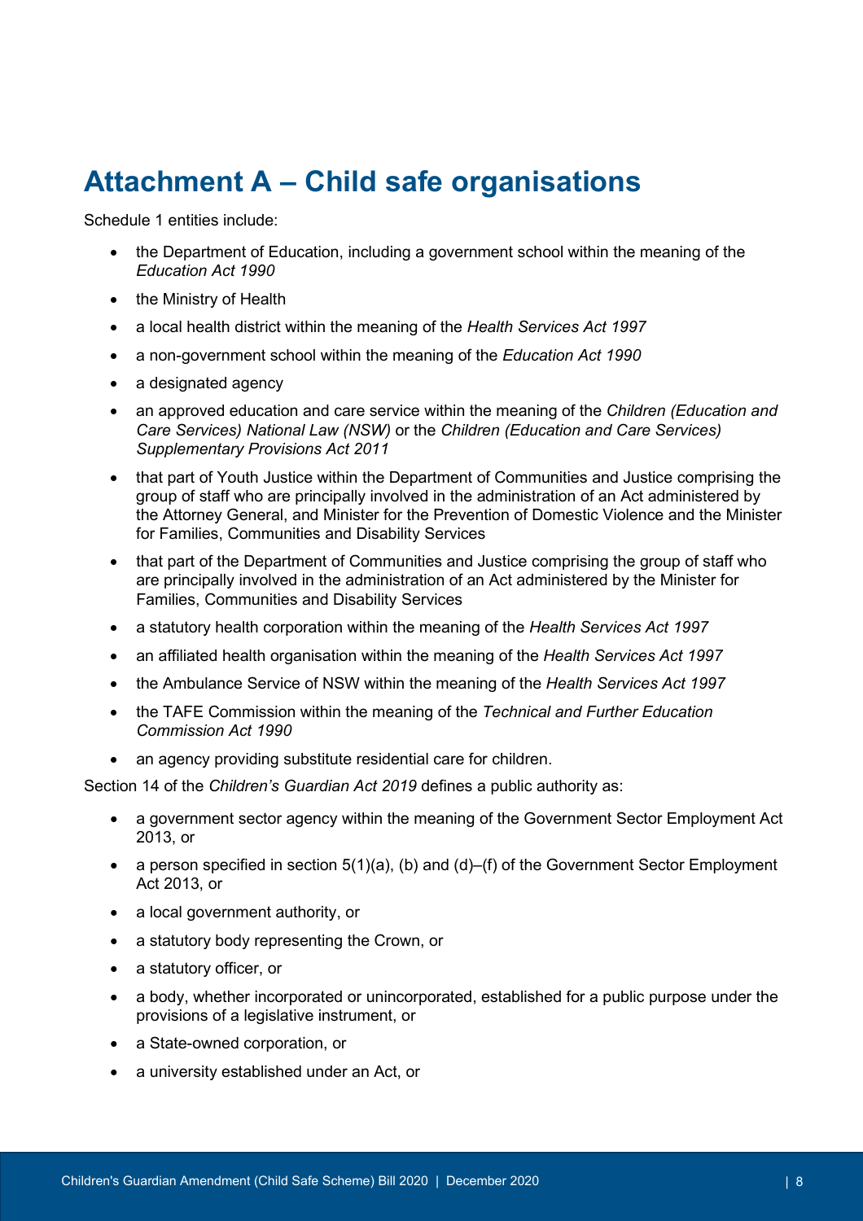# Attachment A – Child safe organisations

Schedule 1 entities include:

- the Department of Education, including a government school within the meaning of the *Education Act 1990*
- the Ministry of Health
- a local health district within the meaning of the *Health Services Act 1997*
- a non-government school within the meaning of the *Education Act 1990*
- a designated agency
- an approved education and care service within the meaning of the *Children (Education and Care Services) National Law (NSW)* or the *Children (Education and Care Services) Supplementary Provisions Act 2011*
- that part of Youth Justice within the Department of Communities and Justice comprising the group of staff who are principally involved in the administration of an Act administered by the Attorney General, and Minister for the Prevention of Domestic Violence and the Minister for Families, Communities and Disability Services
- that part of the Department of Communities and Justice comprising the group of staff who are principally involved in the administration of an Act administered by the Minister for Families, Communities and Disability Services
- a statutory health corporation within the meaning of the *Health Services Act 1997*
- an affiliated health organisation within the meaning of the *Health Services Act 1997*
- the Ambulance Service of NSW within the meaning of the *Health Services Act 1997*
- the TAFE Commission within the meaning of the *Technical and Further Education Commission Act 1990*
- an agency providing substitute residential care for children.

Section 14 of the *Children's Guardian Act 2019* defines a public authority as:

- a government sector agency within the meaning of the Government Sector Employment Act 2013, or
- a person specified in section 5(1)(a), (b) and (d)–(f) of the Government Sector Employment Act 2013, or
- a local government authority, or
- a statutory body representing the Crown, or
- a statutory officer, or
- a body, whether incorporated or unincorporated, established for a public purpose under the provisions of a legislative instrument, or
- a State-owned corporation, or
- a university established under an Act, or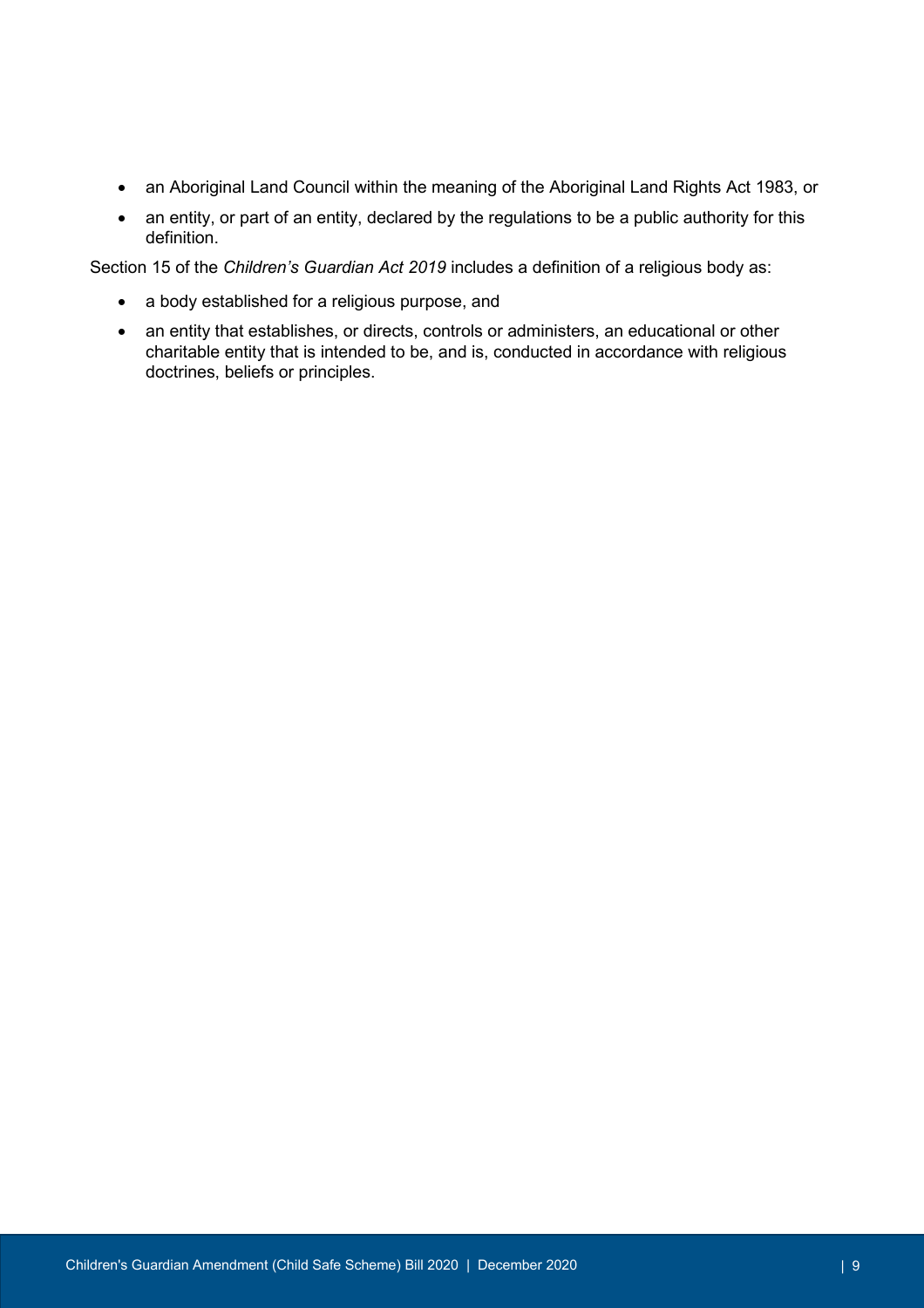- an Aboriginal Land Council within the meaning of the Aboriginal Land Rights Act 1983, or
- an entity, or part of an entity, declared by the regulations to be a public authority for this definition.

Section 15 of the *Children's Guardian Act 2019* includes a definition of a religious body as:

- a body established for a religious purpose, and
- an entity that establishes, or directs, controls or administers, an educational or other charitable entity that is intended to be, and is, conducted in accordance with religious doctrines, beliefs or principles.